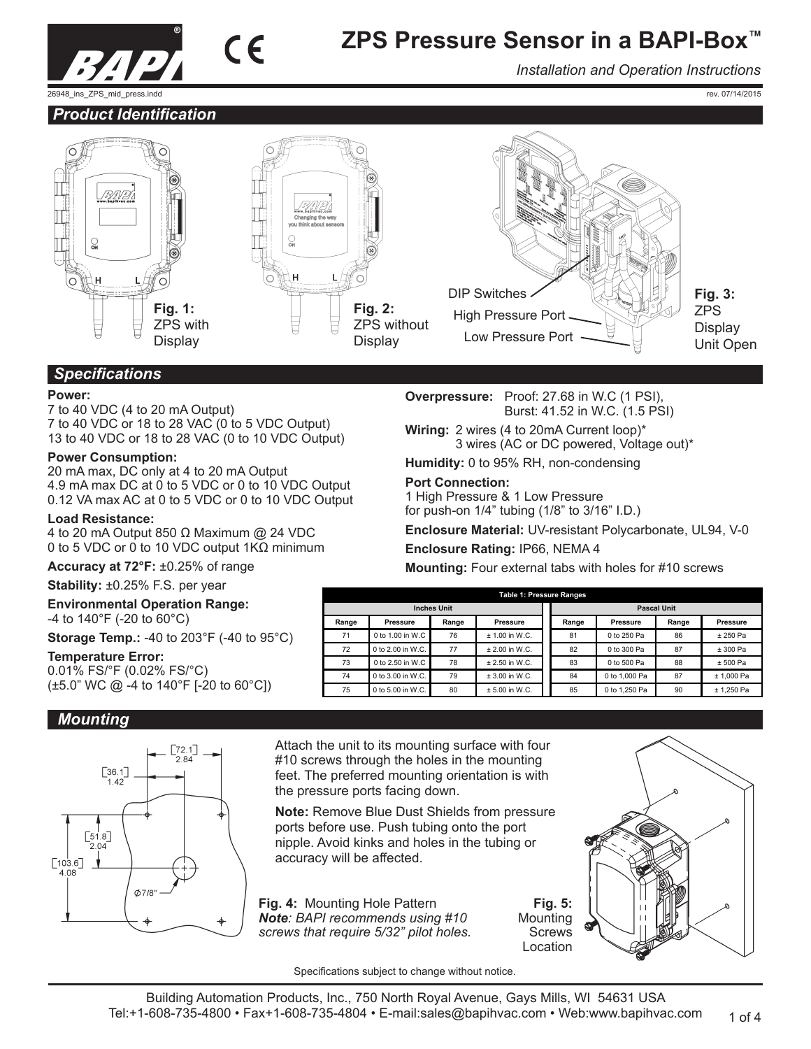# ZPS Pressure Sensor in a BAPI-Box™

*Installation and Operation Instructions*

26948_ins_ZPS_mid_press.indd

rev. 07/14/2015

## Product Identification

**Fig. 1:** ZPS with Display

**Fig. 2:** ZPS without Display

DIP Switches
High Pressure Port
Low Pressure Port

**Fig. 3:** ZPS Display Unit Open

## Specifications

**Power:**
7 to 40 VDC (4 to 20 mA Output)
7 to 40 VDC or 18 to 28 VAC (0 to 5 VDC Output)
13 to 40 VDC or 18 to 28 VAC (0 to 10 VDC Output)

**Power Consumption:**
20 mA max, DC only at 4 to 20 mA Output
4.9 mA max DC at 0 to 5 VDC or 0 to 10 VDC Output
0.12 VA max AC at 0 to 5 VDC or 0 to 10 VDC Output

**Load Resistance:**
4 to 20 mA Output 850 Ω Maximum @ 24 VDC
0 to 5 VDC or 0 to 10 VDC output 1KΩ minimum

**Accuracy at 72°F:** ±0.25% of range

**Stability:** ±0.25% F.S. per year

**Environmental Operation Range:**
-4 to 140°F (-20 to 60°C)

**Storage Temp.:** -40 to 203°F (-40 to 95°C)

**Temperature Error:**
0.01% FS/°F (0.02% FS/°C)
(±5.0" WC @ -4 to 140°F [-20 to 60°C])

**Overpressure:** Proof: 27.68 in W.C (1 PSI),
Burst: 41.52 in W.C. (1.5 PSI)

**Wiring:** 2 wires (4 to 20mA Current loop)*
3 wires (AC or DC powered, Voltage out)*

**Humidity:** 0 to 95% RH, non-condensing

**Port Connection:**
1 High Pressure & 1 Low Pressure
for push-on 1/4" tubing (1/8" to 3/16" I.D.)

**Enclosure Material:** UV-resistant Polycarbonate, UL94, V-0

**Enclosure Rating:** IP66, NEMA 4

**Mounting:** Four external tabs with holes for #10 screws

**Table 1: Pressure Ranges**

| Inches Unit | | | | Pascal Unit | | | |
|---|---|---|---|---|---|---|---|
| Range | Pressure | Range | Pressure | Range | Pressure | Range | Pressure |
| 71 | 0 to 1.00 in W.C | 76 | ± 1.00 in W.C. | 81 | 0 to 250 Pa | 86 | ± 250 Pa |
| 72 | 0 to 2.00 in W.C. | 77 | ± 2.00 in W.C. | 82 | 0 to 300 Pa | 87 | ± 300 Pa |
| 73 | 0 to 2.50 in W.C | 78 | ± 2.50 in W.C. | 83 | 0 to 500 Pa | 88 | ± 500 Pa |
| 74 | 0 to 3.00 in W.C. | 79 | ± 3.00 in W.C. | 84 | 0 to 1,000 Pa | 87 | ± 1,000 Pa |
| 75 | 0 to 5.00 in W.C. | 80 | ± 5.00 in W.C. | 85 | 0 to 1,250 Pa | 90 | ± 1,250 Pa |

## Mounting

[72.1] 2.84
[36.1] 1.42
[51.8] 2.04
[103.6] 4.08
ϕ7/8"

Attach the unit to its mounting surface with four #10 screws through the holes in the mounting feet. The preferred mounting orientation is with the pressure ports facing down.

**Note:** Remove Blue Dust Shields from pressure ports before use. Push tubing onto the port nipple. Avoid kinks and holes in the tubing or accuracy will be affected.

**Fig. 4:** Mounting Hole Pattern
***Note**: BAPI recommends using #10 screws that require 5/32" pilot holes.*

**Fig. 5:** Mounting Screws Location

Specifications subject to change without notice.

Building Automation Products, Inc., 750 North Royal Avenue, Gays Mills, WI 54631 USA
Tel:+1-608-735-4800 • Fax+1-608-735-4804 • E-mail:sales@bapihvac.com • Web:www.bapihvac.com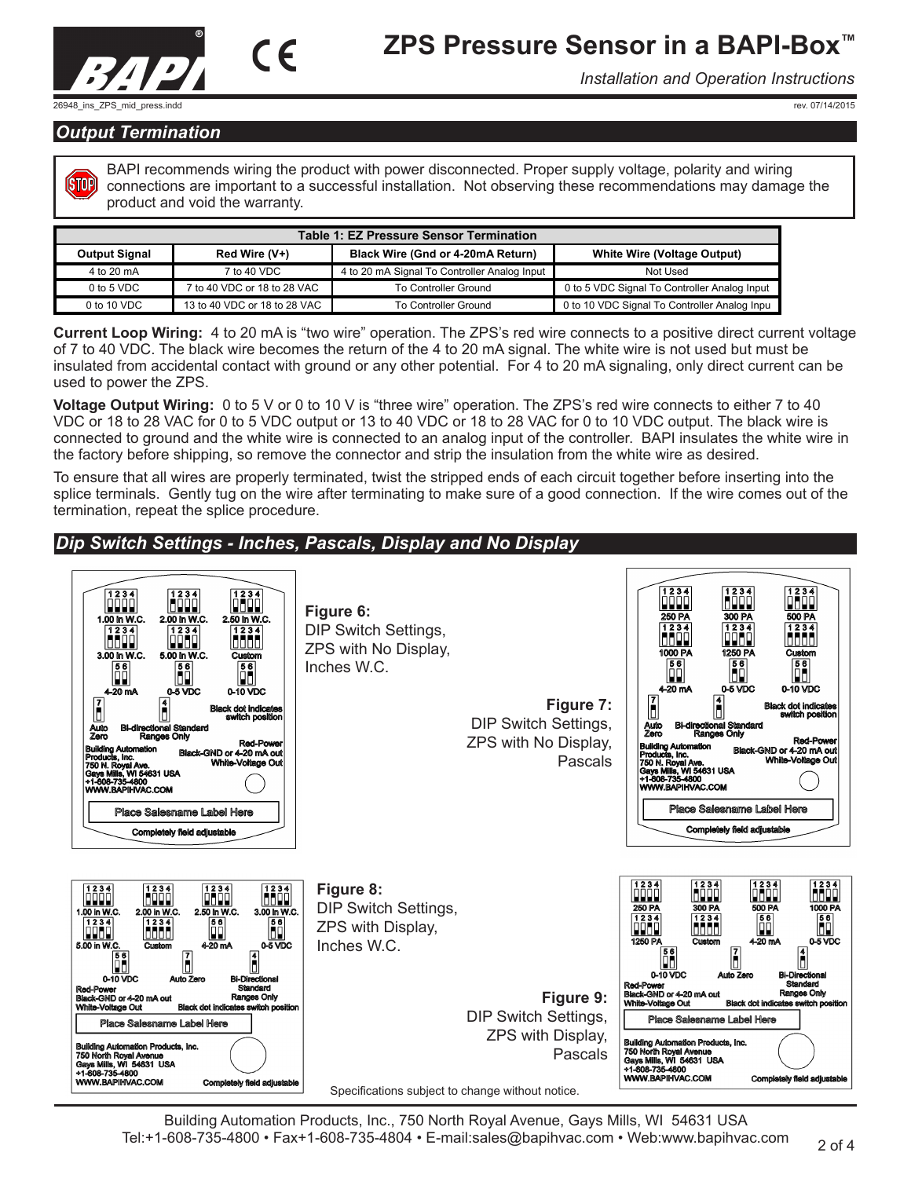## Output Termination

BAPI recommends wiring the product with power disconnected. Proper supply voltage, polarity and wiring connections are important to a successful installation. Not observing these recommendations may damage the product and void the warranty.

**Table 1: EZ Pressure Sensor Termination**

| Output Signal | Red Wire (V+) | Black Wire (Gnd or 4-20mA Return) | White Wire (Voltage Output) |
|---|---|---|---|
| 4 to 20 mA | 7 to 40 VDC | 4 to 20 mA Signal To Controller Analog Input | Not Used |
| 0 to 5 VDC | 7 to 40 VDC or 18 to 28 VAC | To Controller Ground | 0 to 5 VDC Signal To Controller Analog Input |
| 0 to 10 VDC | 13 to 40 VDC or 18 to 28 VAC | To Controller Ground | 0 to 10 VDC Signal To Controller Analog Inpu |

**Current Loop Wiring:** 4 to 20 mA is "two wire" operation. The ZPS's red wire connects to a positive direct current voltage of 7 to 40 VDC. The black wire becomes the return of the 4 to 20 mA signal. The white wire is not used but must be insulated from accidental contact with ground or any other potential. For 4 to 20 mA signaling, only direct current can be used to power the ZPS.

**Voltage Output Wiring:** 0 to 5 V or 0 to 10 V is "three wire" operation. The ZPS's red wire connects to either 7 to 40 VDC or 18 to 28 VAC for 0 to 5 VDC output or 13 to 40 VDC or 18 to 28 VAC for 0 to 10 VDC output. The black wire is connected to ground and the white wire is connected to an analog input of the controller. BAPI insulates the white wire in the factory before shipping, so remove the connector and strip the insulation from the white wire as desired.

To ensure that all wires are properly terminated, twist the stripped ends of each circuit together before inserting into the splice terminals. Gently tug on the wire after terminating to make sure of a good connection. If the wire comes out of the termination, repeat the splice procedure.

## Dip Switch Settings - Inches, Pascals, Display and No Display

1.00 in W.C. | 2.00 in W.C. | 2.50 in W.C. | 3.00 in W.C. | 5.00 in W.C. | Custom | 4-20 mA | 0-5 VDC | 0-10 VDC | Auto Zero | Bi-directional Standard Ranges Only | Black dot indicates switch position | Red-Power | Black-GND or 4-20 mA out | White-Voltage Out | Building Automation Products, Inc. 750 N. Royal Ave. Gays Mills, WI 54631 USA +1-608-735-4800 WWW.BAPIHVAC.COM | Place Salesname Label Here | Completely field adjustable

**Figure 6:** DIP Switch Settings, ZPS with No Display, Inches W.C.

250 PA | 300 PA | 500 PA | 1000 PA | 1250 PA | Custom | 4-20 mA | 0-5 VDC | 0-10 VDC | Auto Zero | Bi-directional Standard Ranges Only | Black dot indicates switch position | Red-Power | Black-GND or 4-20 mA out | White-Voltage Out | Building Automation Products, Inc. 750 N. Royal Ave. Gays Mills, WI 54631 USA +1-608-735-4800 WWW.BAPIHVAC.COM | Place Salesname Label Here | Completely field adjustable

**Figure 7:** DIP Switch Settings, ZPS with No Display, Pascals

1.00 in W.C. | 2.00 in W.C. | 2.50 in W.C. | 3.00 in W.C. | 5.00 in W.C. | Custom | 4-20 mA | 0-5 VDC | 0-10 VDC | Auto Zero | Bi-Directional Standard Ranges Only | Red-Power | Black-GND or 4-20 mA out | White-Voltage Out | Black dot indicates switch position | Place Salesname Label Here | Building Automation Products, Inc. 750 North Royal Avenue Gays Mills, WI 54631 USA +1-608-735-4800 WWW.BAPIHVAC.COM | Completely field adjustable

**Figure 8:** DIP Switch Settings, ZPS with Display, Inches W.C.

250 PA | 300 PA | 500 PA | 1000 PA | 1250 PA | Custom | 4-20 mA | 0-5 VDC | 0-10 VDC | Auto Zero | Bi-Directional Standard Ranges Only | Red-Power | Black-GND or 4-20 mA out | White-Voltage Out | Black dot indicates switch position | Place Salesname Label Here | Building Automation Products, Inc. 750 North Royal Avenue Gays Mills, WI 54631 USA +1-608-735-4800 WWW.BAPIHVAC.COM | Completely field adjustable

**Figure 9:** DIP Switch Settings, ZPS with Display, Pascals

Specifications subject to change without notice.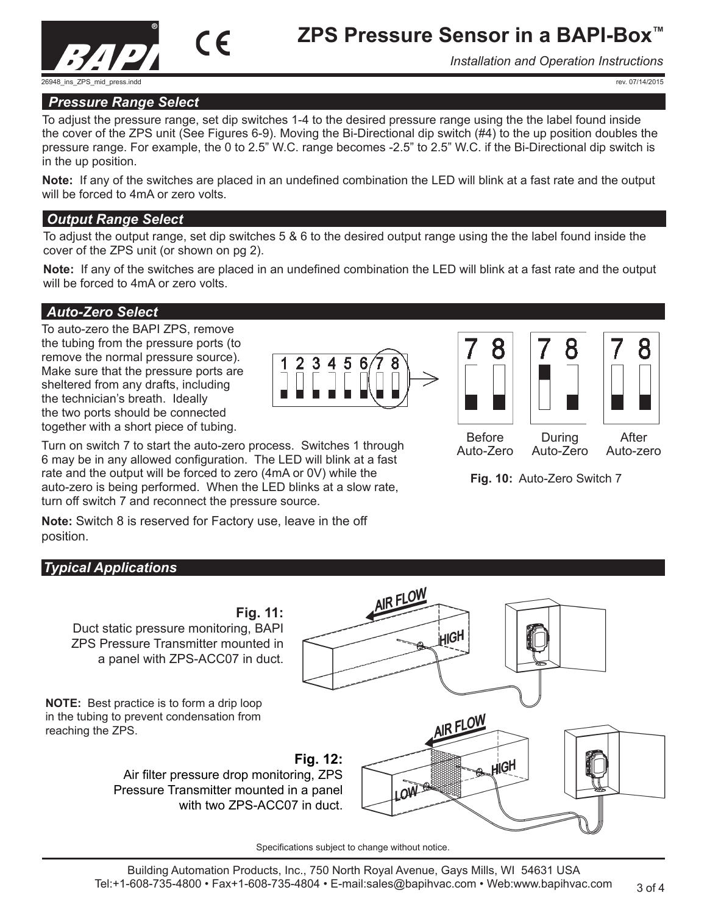## Pressure Range Select

To adjust the pressure range, set dip switches 1-4 to the desired pressure range using the the label found inside the cover of the ZPS unit (See Figures 6-9). Moving the Bi-Directional dip switch (#4) to the up position doubles the pressure range. For example, the 0 to 2.5" W.C. range becomes -2.5" to 2.5" W.C. if the Bi-Directional dip switch is in the up position.

**Note:** If any of the switches are placed in an undefined combination the LED will blink at a fast rate and the output will be forced to 4mA or zero volts.

## Output Range Select

To adjust the output range, set dip switches 5 & 6 to the desired output range using the the label found inside the cover of the ZPS unit (or shown on pg 2).

**Note:** If any of the switches are placed in an undefined combination the LED will blink at a fast rate and the output will be forced to 4mA or zero volts.

## Auto-Zero Select

To auto-zero the BAPI ZPS, remove the tubing from the pressure ports (to remove the normal pressure source). Make sure that the pressure ports are sheltered from any drafts, including the technician's breath. Ideally the two ports should be connected together with a short piece of tubing.

Turn on switch 7 to start the auto-zero process. Switches 1 through 6 may be in any allowed configuration. The LED will blink at a fast rate and the output will be forced to zero (4mA or 0V) while the auto-zero is being performed. When the LED blinks at a slow rate, turn off switch 7 and reconnect the pressure source.

**Note:** Switch 8 is reserved for Factory use, leave in the off position.

Before Auto-Zero | During Auto-Zero | After Auto-zero

**Fig. 10:** Auto-Zero Switch 7

## Typical Applications

**Fig. 11:** Duct static pressure monitoring, BAPI ZPS Pressure Transmitter mounted in a panel with ZPS-ACC07 in duct.

**NOTE:** Best practice is to form a drip loop in the tubing to prevent condensation from reaching the ZPS.

**Fig. 12:** Air filter pressure drop monitoring, ZPS Pressure Transmitter mounted in a panel with two ZPS-ACC07 in duct.

Specifications subject to change without notice.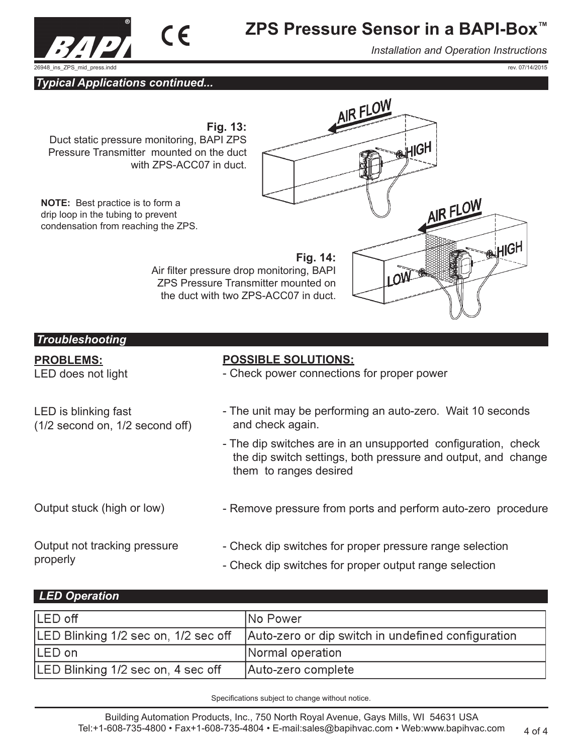## Typical Applications continued...

**Fig. 13:**
Duct static pressure monitoring, BAPI ZPS Pressure Transmitter mounted on the duct with ZPS-ACC07 in duct.

AIR FLOW
HIGH

**NOTE:** Best practice is to form a drip loop in the tubing to prevent condensation from reaching the ZPS.

**Fig. 14:**
Air filter pressure drop monitoring, BAPI ZPS Pressure Transmitter mounted on the duct with two ZPS-ACC07 in duct.

AIR FLOW
HIGH
LOW

## Troubleshooting

| PROBLEMS: | POSSIBLE SOLUTIONS: |
|---|---|
| LED does not light | - Check power connections for proper power |
| LED is blinking fast (1/2 second on, 1/2 second off) | - The unit may be performing an auto-zero. Wait 10 seconds and check again.<br>- The dip switches are in an unsupported configuration, check the dip switch settings, both pressure and output, and change them to ranges desired |
| Output stuck (high or low) | - Remove pressure from ports and perform auto-zero procedure |
| Output not tracking pressure properly | - Check dip switches for proper pressure range selection<br>- Check dip switches for proper output range selection |

## LED Operation

| | |
|---|---|
| LED off | No Power |
| LED Blinking 1/2 sec on, 1/2 sec off | Auto-zero or dip switch in undefined configuration |
| LED on | Normal operation |
| LED Blinking 1/2 sec on, 4 sec off | Auto-zero complete |

Specifications subject to change without notice.

Building Automation Products, Inc., 750 North Royal Avenue, Gays Mills, WI 54631 USA
Tel:+1-608-735-4800 • Fax+1-608-735-4804 • E-mail:sales@bapihvac.com • Web:www.bapihvac.com